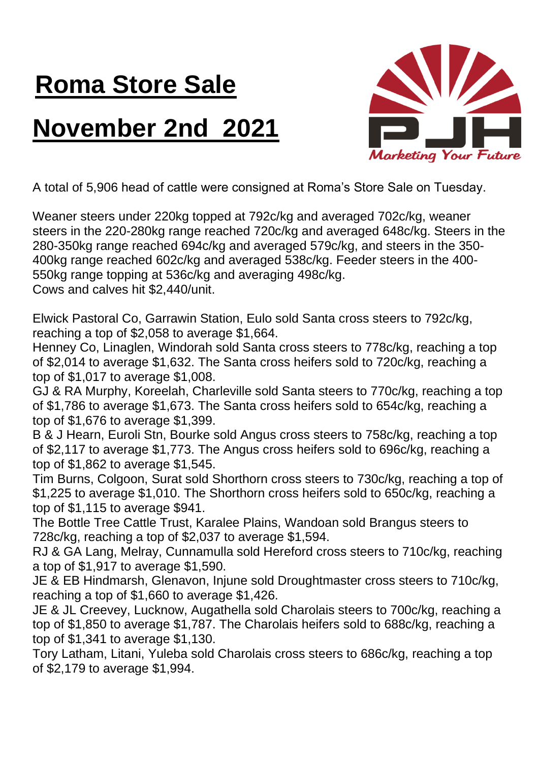# Roma Store Sale

# November 2nd 2021

PJH

*Marketing Your Future*

A total of 5,906 head of cattle were consigned at Roma's Store Sale on Tuesday.

Weaner steers under 220kg topped at 792c/kg and averaged 702c/kg, weaner steers in the 220-280kg range reached 720c/kg and averaged 648c/kg. Steers in the 280-350kg range reached 694c/kg and averaged 579c/kg, and steers in the 350-400kg range reached 602c/kg and averaged 538c/kg. Feeder steers in the 400-550kg range topping at 536c/kg and averaging 498c/kg.
Cows and calves hit $2,440/unit.

Elwick Pastoral Co, Garrawin Station, Eulo sold Santa cross steers to 792c/kg, reaching a top of $2,058 to average $1,664.
Henney Co, Linaglen, Windorah sold Santa cross steers to 778c/kg, reaching a top of $2,014 to average $1,632. The Santa cross heifers sold to 720c/kg, reaching a top of $1,017 to average $1,008.
GJ & RA Murphy, Koreelah, Charleville sold Santa steers to 770c/kg, reaching a top of $1,786 to average $1,673. The Santa cross heifers sold to 654c/kg, reaching a top of $1,676 to average $1,399.
B & J Hearn, Euroli Stn, Bourke sold Angus cross steers to 758c/kg, reaching a top of $2,117 to average $1,773. The Angus cross heifers sold to 696c/kg, reaching a top of $1,862 to average $1,545.
Tim Burns, Colgoon, Surat sold Shorthorn cross steers to 730c/kg, reaching a top of $1,225 to average $1,010. The Shorthorn cross heifers sold to 650c/kg, reaching a top of $1,115 to average $941.
The Bottle Tree Cattle Trust, Karalee Plains, Wandoan sold Brangus steers to 728c/kg, reaching a top of $2,037 to average $1,594.
RJ & GA Lang, Melray, Cunnamulla sold Hereford cross steers to 710c/kg, reaching a top of $1,917 to average $1,590.
JE & EB Hindmarsh, Glenavon, Injune sold Droughtmaster cross steers to 710c/kg, reaching a top of $1,660 to average $1,426.
JE & JL Creevey, Lucknow, Augathella sold Charolais steers to 700c/kg, reaching a top of $1,850 to average $1,787. The Charolais heifers sold to 688c/kg, reaching a top of $1,341 to average $1,130.
Tory Latham, Litani, Yuleba sold Charolais cross steers to 686c/kg, reaching a top of $2,179 to average $1,994.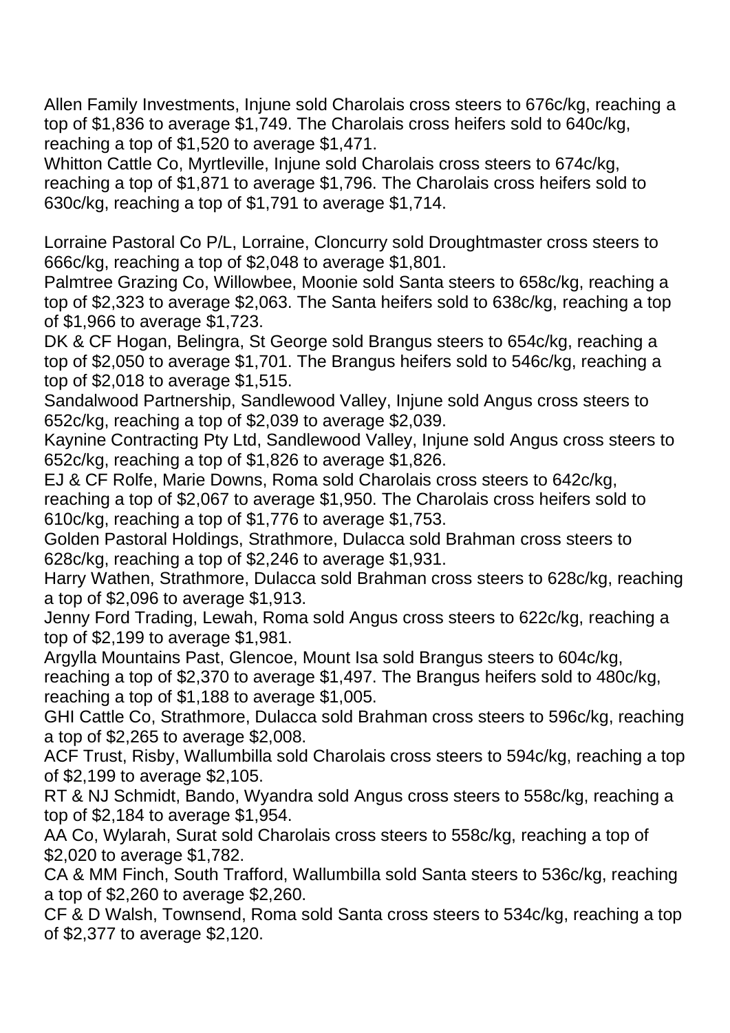Allen Family Investments, Injune sold Charolais cross steers to 676c/kg, reaching a top of $1,836 to average $1,749. The Charolais cross heifers sold to 640c/kg, reaching a top of $1,520 to average $1,471.
Whitton Cattle Co, Myrtleville, Injune sold Charolais cross steers to 674c/kg, reaching a top of $1,871 to average $1,796. The Charolais cross heifers sold to 630c/kg, reaching a top of $1,791 to average $1,714.

Lorraine Pastoral Co P/L, Lorraine, Cloncurry sold Droughtmaster cross steers to 666c/kg, reaching a top of $2,048 to average $1,801.
Palmtree Grazing Co, Willowbee, Moonie sold Santa steers to 658c/kg, reaching a top of $2,323 to average $2,063. The Santa heifers sold to 638c/kg, reaching a top of $1,966 to average $1,723.
DK & CF Hogan, Belingra, St George sold Brangus steers to 654c/kg, reaching a top of $2,050 to average $1,701. The Brangus heifers sold to 546c/kg, reaching a top of $2,018 to average $1,515.
Sandalwood Partnership, Sandlewood Valley, Injune sold Angus cross steers to 652c/kg, reaching a top of $2,039 to average $2,039.
Kaynine Contracting Pty Ltd, Sandlewood Valley, Injune sold Angus cross steers to 652c/kg, reaching a top of $1,826 to average $1,826.
EJ & CF Rolfe, Marie Downs, Roma sold Charolais cross steers to 642c/kg, reaching a top of $2,067 to average $1,950. The Charolais cross heifers sold to 610c/kg, reaching a top of $1,776 to average $1,753.
Golden Pastoral Holdings, Strathmore, Dulacca sold Brahman cross steers to 628c/kg, reaching a top of $2,246 to average $1,931.
Harry Wathen, Strathmore, Dulacca sold Brahman cross steers to 628c/kg, reaching a top of $2,096 to average $1,913.
Jenny Ford Trading, Lewah, Roma sold Angus cross steers to 622c/kg, reaching a top of $2,199 to average $1,981.
Argylla Mountains Past, Glencoe, Mount Isa sold Brangus steers to 604c/kg, reaching a top of $2,370 to average $1,497. The Brangus heifers sold to 480c/kg, reaching a top of $1,188 to average $1,005.
GHI Cattle Co, Strathmore, Dulacca sold Brahman cross steers to 596c/kg, reaching a top of $2,265 to average $2,008.
ACF Trust, Risby, Wallumbilla sold Charolais cross steers to 594c/kg, reaching a top of $2,199 to average $2,105.
RT & NJ Schmidt, Bando, Wyandra sold Angus cross steers to 558c/kg, reaching a top of $2,184 to average $1,954.
AA Co, Wylarah, Surat sold Charolais cross steers to 558c/kg, reaching a top of $2,020 to average $1,782.
CA & MM Finch, South Trafford, Wallumbilla sold Santa steers to 536c/kg, reaching a top of $2,260 to average $2,260.
CF & D Walsh, Townsend, Roma sold Santa cross steers to 534c/kg, reaching a top of $2,377 to average $2,120.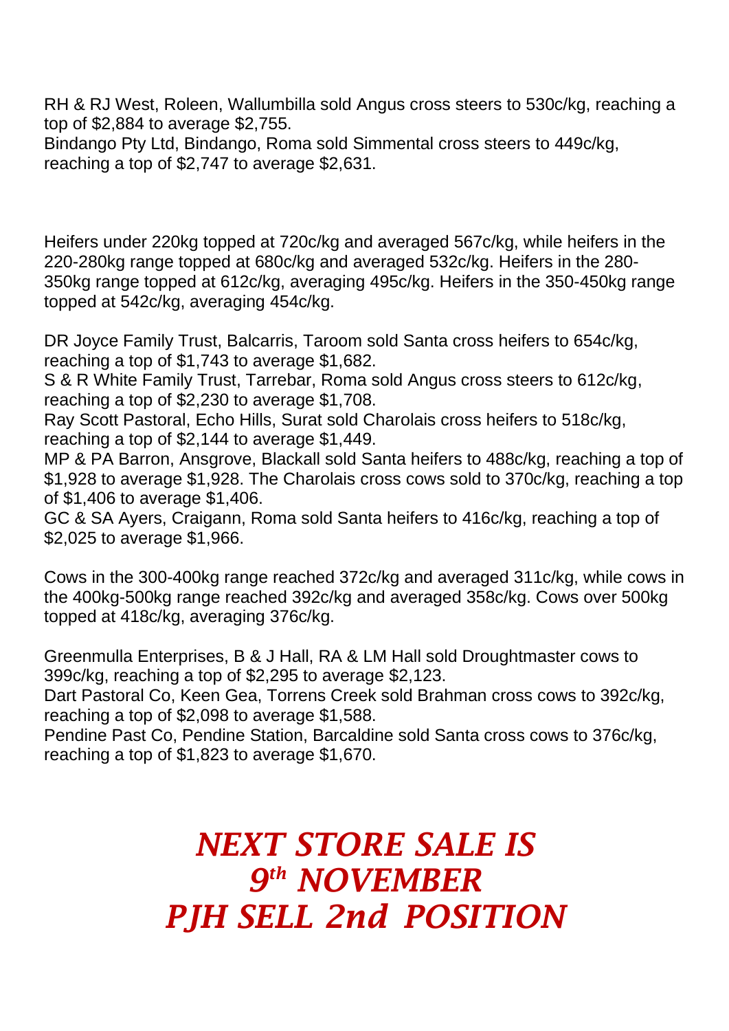RH & RJ West, Roleen, Wallumbilla sold Angus cross steers to 530c/kg, reaching a top of $2,884 to average $2,755.
Bindango Pty Ltd, Bindango, Roma sold Simmental cross steers to 449c/kg, reaching a top of $2,747 to average $2,631.

Heifers under 220kg topped at 720c/kg and averaged 567c/kg, while heifers in the 220-280kg range topped at 680c/kg and averaged 532c/kg. Heifers in the 280-350kg range topped at 612c/kg, averaging 495c/kg. Heifers in the 350-450kg range topped at 542c/kg, averaging 454c/kg.

DR Joyce Family Trust, Balcarris, Taroom sold Santa cross heifers to 654c/kg, reaching a top of $1,743 to average $1,682.
S & R White Family Trust, Tarrebar, Roma sold Angus cross steers to 612c/kg, reaching a top of $2,230 to average $1,708.
Ray Scott Pastoral, Echo Hills, Surat sold Charolais cross heifers to 518c/kg, reaching a top of $2,144 to average $1,449.
MP & PA Barron, Ansgrove, Blackall sold Santa heifers to 488c/kg, reaching a top of $1,928 to average $1,928. The Charolais cross cows sold to 370c/kg, reaching a top of $1,406 to average $1,406.
GC & SA Ayers, Craigann, Roma sold Santa heifers to 416c/kg, reaching a top of $2,025 to average $1,966.

Cows in the 300-400kg range reached 372c/kg and averaged 311c/kg, while cows in the 400kg-500kg range reached 392c/kg and averaged 358c/kg. Cows over 500kg topped at 418c/kg, averaging 376c/kg.

Greenmulla Enterprises, B & J Hall, RA & LM Hall sold Droughtmaster cows to 399c/kg, reaching a top of $2,295 to average $2,123.
Dart Pastoral Co, Keen Gea, Torrens Creek sold Brahman cross cows to 392c/kg, reaching a top of $2,098 to average $1,588.
Pendine Past Co, Pendine Station, Barcaldine sold Santa cross cows to 376c/kg, reaching a top of $1,823 to average $1,670.

***NEXT STORE SALE IS***
***9th NOVEMBER***
***PJH SELL 2nd POSITION***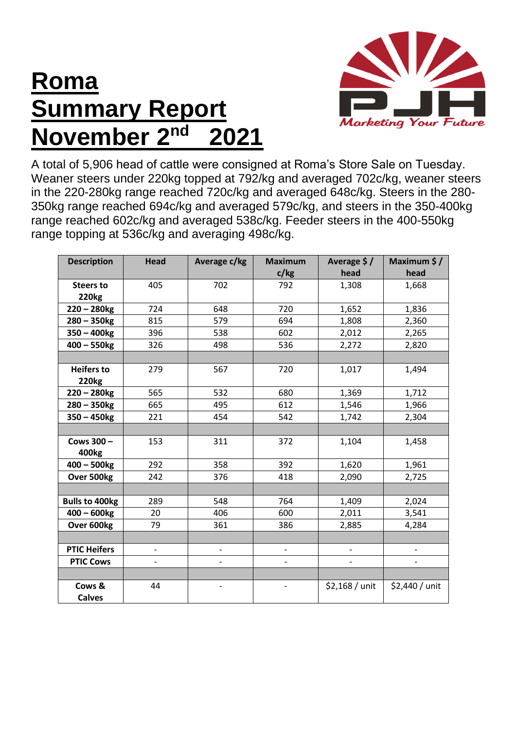# Roma Summary Report November 2nd 2021

Marketing Your Future

A total of 5,906 head of cattle were consigned at Roma's Store Sale on Tuesday. Weaner steers under 220kg topped at 792/kg and averaged 702c/kg, weaner steers in the 220-280kg range reached 720c/kg and averaged 648c/kg. Steers in the 280-350kg range reached 694c/kg and averaged 579c/kg, and steers in the 350-400kg range reached 602c/kg and averaged 538c/kg. Feeder steers in the 400-550kg range topping at 536c/kg and averaging 498c/kg.

| Description | Head | Average c/kg | Maximum c/kg | Average $ / head | Maximum $ / head |
|---|---|---|---|---|---|
| Steers to 220kg | 405 | 702 | 792 | 1,308 | 1,668 |
| 220 – 280kg | 724 | 648 | 720 | 1,652 | 1,836 |
| 280 – 350kg | 815 | 579 | 694 | 1,808 | 2,360 |
| 350 – 400kg | 396 | 538 | 602 | 2,012 | 2,265 |
| 400 – 550kg | 326 | 498 | 536 | 2,272 | 2,820 |
| | | | | | |
| Heifers to 220kg | 279 | 567 | 720 | 1,017 | 1,494 |
| 220 – 280kg | 565 | 532 | 680 | 1,369 | 1,712 |
| 280 – 350kg | 665 | 495 | 612 | 1,546 | 1,966 |
| 350 – 450kg | 221 | 454 | 542 | 1,742 | 2,304 |
| | | | | | |
| Cows 300 – 400kg | 153 | 311 | 372 | 1,104 | 1,458 |
| 400 – 500kg | 292 | 358 | 392 | 1,620 | 1,961 |
| Over 500kg | 242 | 376 | 418 | 2,090 | 2,725 |
| | | | | | |
| Bulls to 400kg | 289 | 548 | 764 | 1,409 | 2,024 |
| 400 – 600kg | 20 | 406 | 600 | 2,011 | 3,541 |
| Over 600kg | 79 | 361 | 386 | 2,885 | 4,284 |
| | | | | | |
| PTIC Heifers | - | - | - | - | - |
| PTIC Cows | - | - | - | - | - |
| | | | | | |
| Cows & Calves | 44 | - | - | $2,168 / unit | $2,440 / unit |